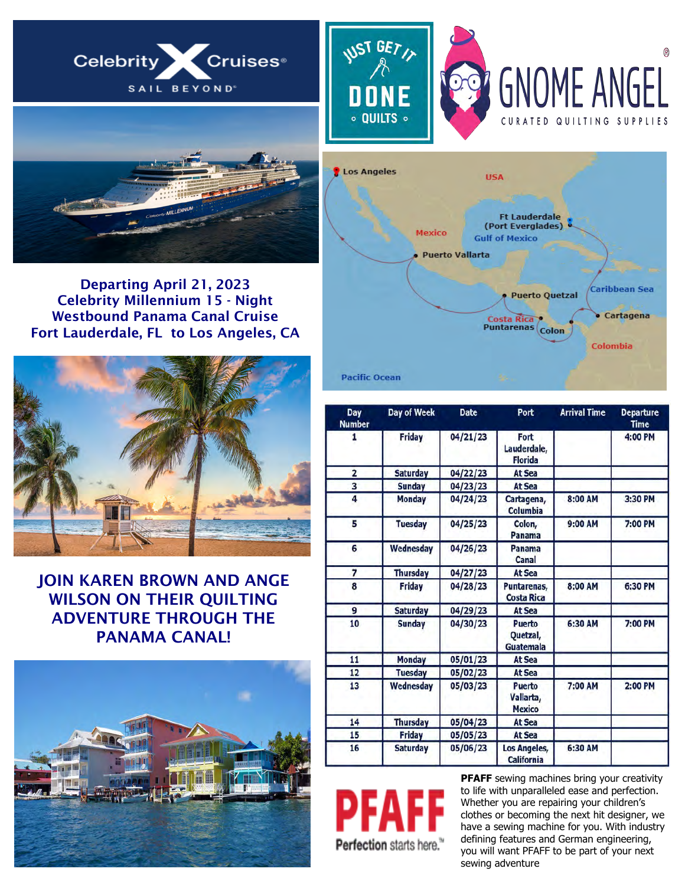Celebrity Cruises
SAIL BEYOND

JUST GET IT DONE QUILTS

GNOME ANGEL
CURATED QUILTING SUPPLIES

## Departing April 21, 2023
## Celebrity Millennium 15 - Night Westbound Panama Canal Cruise
## Fort Lauderdale, FL to Los Angeles, CA

Los Angeles
USA
Mexico
Ft Lauderdale (Port Everglades)
Gulf of Mexico
Puerto Vallarta
Puerto Quetzal
Caribbean Sea
Cartagena
Costa Rica
Puntarenas
Colon
Colombia
Pacific Ocean

| Day Number | Day of Week | Date | Port | Arrival Time | Departure Time |
|---|---|---|---|---|---|
| 1 | Friday | 04/21/23 | Fort Lauderdale, Florida | | 4:00 PM |
| 2 | Saturday | 04/22/23 | At Sea | | |
| 3 | Sunday | 04/23/23 | At Sea | | |
| 4 | Monday | 04/24/23 | Cartagena, Columbia | 8:00 AM | 3:30 PM |
| 5 | Tuesday | 04/25/23 | Colon, Panama | 9:00 AM | 7:00 PM |
| 6 | Wednesday | 04/26/23 | Panama Canal | | |
| 7 | Thursday | 04/27/23 | At Sea | | |
| 8 | Friday | 04/28/23 | Puntarenas, Costa Rica | 8:00 AM | 6:30 PM |
| 9 | Saturday | 04/29/23 | At Sea | | |
| 10 | Sunday | 04/30/23 | Puerto Quetzal, Guatemala | 6:30 AM | 7:00 PM |
| 11 | Monday | 05/01/23 | At Sea | | |
| 12 | Tuesday | 05/02/23 | At Sea | | |
| 13 | Wednesday | 05/03/23 | Puerto Vallarta, Mexico | 7:00 AM | 2:00 PM |
| 14 | Thursday | 05/04/23 | At Sea | | |
| 15 | Friday | 05/05/23 | At Sea | | |
| 16 | Saturday | 05/06/23 | Los Angeles, California | 6:30 AM | |

## JOIN KAREN BROWN AND ANGE WILSON ON THEIR QUILTING ADVENTURE THROUGH THE PANAMA CANAL!

PFAFF
Perfection starts here.™

**PFAFF** sewing machines bring your creativity to life with unparalleled ease and perfection. Whether you are repairing your children's clothes or becoming the next hit designer, we have a sewing machine for you. With industry defining features and German engineering, you will want PFAFF to be part of your next sewing adventure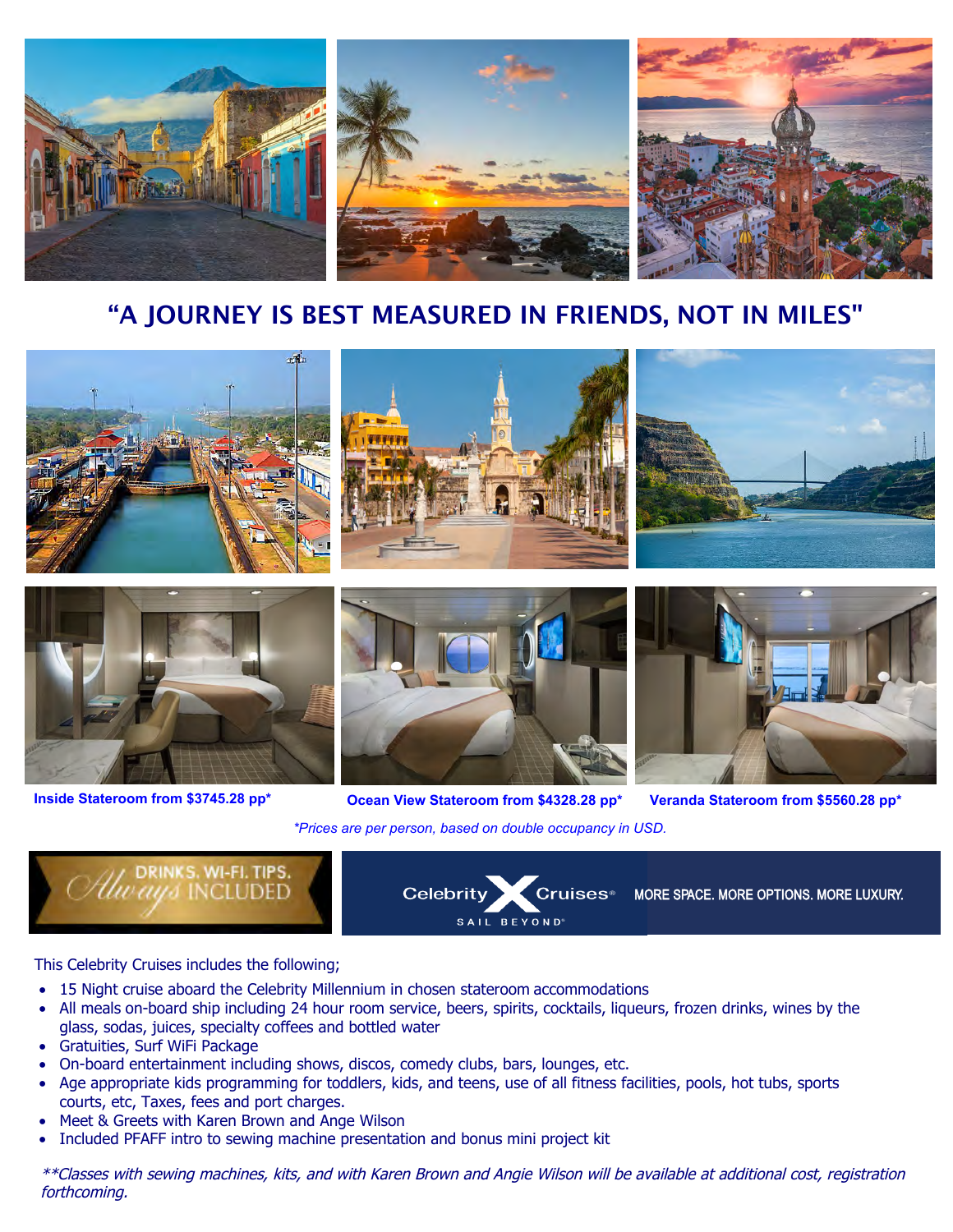# "A JOURNEY IS BEST MEASURED IN FRIENDS, NOT IN MILES"

**Inside Stateroom from $3745.28 pp*** **Ocean View Stateroom from $4328.28 pp*** **Veranda Stateroom from $5560.28 pp***

*\*Prices are per person, based on double occupancy in USD.*

DRINKS. WI-FI. TIPS. Always INCLUDED

Celebrity Cruises® SAIL BEYOND® MORE SPACE. MORE OPTIONS. MORE LUXURY.

This Celebrity Cruises includes the following;

- 15 Night cruise aboard the Celebrity Millennium in chosen stateroom accommodations
- All meals on-board ship including 24 hour room service, beers, spirits, cocktails, liqueurs, frozen drinks, wines by the glass, sodas, juices, specialty coffees and bottled water
- Gratuities, Surf WiFi Package
- On-board entertainment including shows, discos, comedy clubs, bars, lounges, etc.
- Age appropriate kids programming for toddlers, kids, and teens, use of all fitness facilities, pools, hot tubs, sports courts, etc, Taxes, fees and port charges.
- Meet & Greets with Karen Brown and Ange Wilson
- Included PFAFF intro to sewing machine presentation and bonus mini project kit

*\*\*Classes with sewing machines, kits, and with Karen Brown and Angie Wilson will be available at additional cost, registration forthcoming.*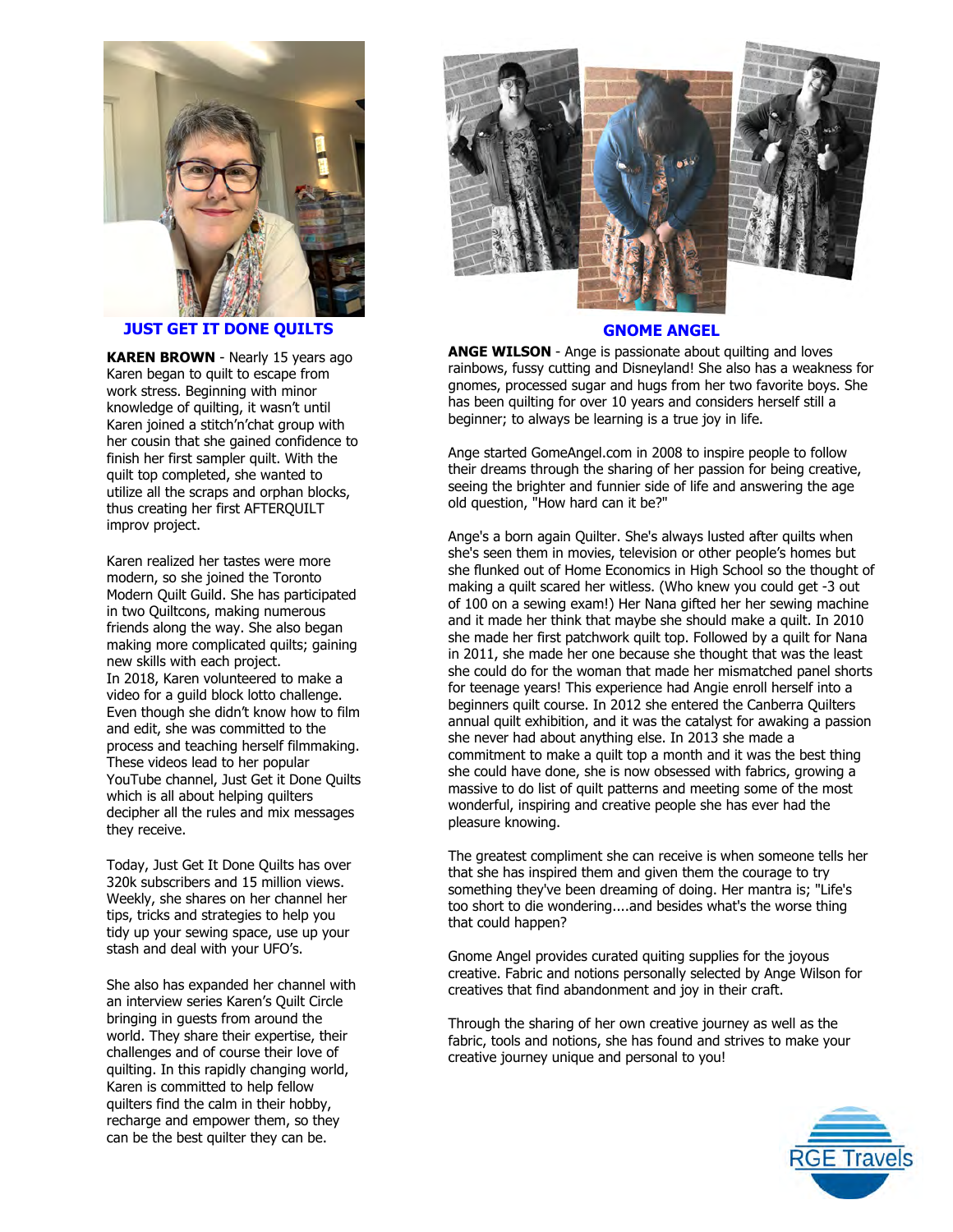## JUST GET IT DONE QUILTS

**KAREN BROWN** - Nearly 15 years ago Karen began to quilt to escape from work stress. Beginning with minor knowledge of quilting, it wasn't until Karen joined a stitch'n'chat group with her cousin that she gained confidence to finish her first sampler quilt. With the quilt top completed, she wanted to utilize all the scraps and orphan blocks, thus creating her first AFTERQUILT improv project.

Karen realized her tastes were more modern, so she joined the Toronto Modern Quilt Guild. She has participated in two Quiltcons, making numerous friends along the way. She also began making more complicated quilts; gaining new skills with each project.
In 2018, Karen volunteered to make a video for a guild block lotto challenge. Even though she didn't know how to film and edit, she was committed to the process and teaching herself filmmaking. These videos lead to her popular YouTube channel, Just Get it Done Quilts which is all about helping quilters decipher all the rules and mix messages they receive.

Today, Just Get It Done Quilts has over 320k subscribers and 15 million views. Weekly, she shares on her channel her tips, tricks and strategies to help you tidy up your sewing space, use up your stash and deal with your UFO's.

She also has expanded her channel with an interview series Karen's Quilt Circle bringing in guests from around the world. They share their expertise, their challenges and of course their love of quilting. In this rapidly changing world, Karen is committed to help fellow quilters find the calm in their hobby, recharge and empower them, so they can be the best quilter they can be.

## GNOME ANGEL

**ANGE WILSON** - Ange is passionate about quilting and loves rainbows, fussy cutting and Disneyland! She also has a weakness for gnomes, processed sugar and hugs from her two favorite boys. She has been quilting for over 10 years and considers herself still a beginner; to always be learning is a true joy in life.

Ange started GomeAngel.com in 2008 to inspire people to follow their dreams through the sharing of her passion for being creative, seeing the brighter and funnier side of life and answering the age old question, "How hard can it be?"

Ange's a born again Quilter. She's always lusted after quilts when she's seen them in movies, television or other people's homes but she flunked out of Home Economics in High School so the thought of making a quilt scared her witless. (Who knew you could get -3 out of 100 on a sewing exam!) Her Nana gifted her her sewing machine and it made her think that maybe she should make a quilt. In 2010 she made her first patchwork quilt top. Followed by a quilt for Nana in 2011, she made her one because she thought that was the least she could do for the woman that made her mismatched panel shorts for teenage years! This experience had Angie enroll herself into a beginners quilt course. In 2012 she entered the Canberra Quilters annual quilt exhibition, and it was the catalyst for awaking a passion she never had about anything else. In 2013 she made a commitment to make a quilt top a month and it was the best thing she could have done, she is now obsessed with fabrics, growing a massive to do list of quilt patterns and meeting some of the most wonderful, inspiring and creative people she has ever had the pleasure knowing.

The greatest compliment she can receive is when someone tells her that she has inspired them and given them the courage to try something they've been dreaming of doing. Her mantra is; "Life's too short to die wondering....and besides what's the worse thing that could happen?

Gnome Angel provides curated quiting supplies for the joyous creative. Fabric and notions personally selected by Ange Wilson for creatives that find abandonment and joy in their craft.

Through the sharing of her own creative journey as well as the fabric, tools and notions, she has found and strives to make your creative journey unique and personal to you!

RGE Travels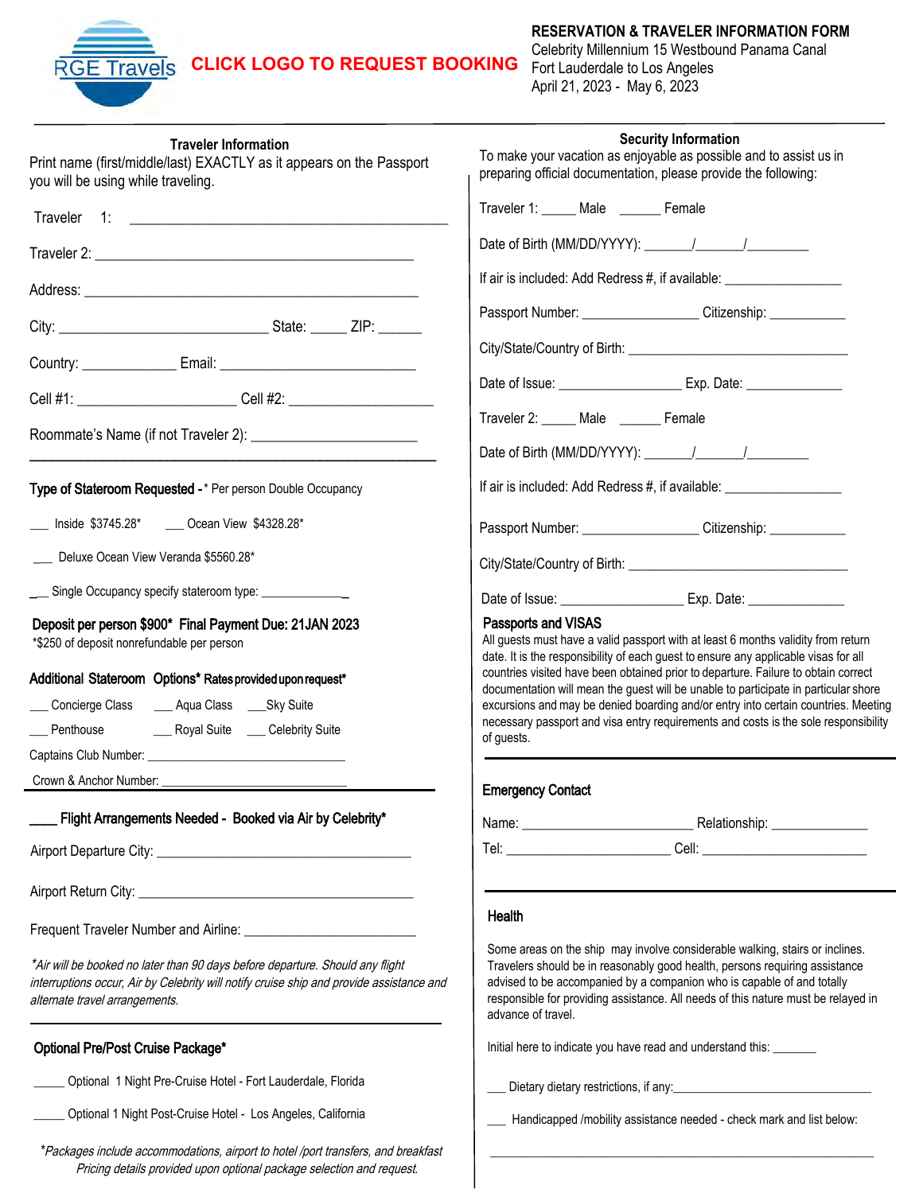RGE Travels **CLICK LOGO TO REQUEST BOOKING**

**RESERVATION & TRAVELER INFORMATION FORM**
Celebrity Millennium 15 Westbound Panama Canal
Fort Lauderdale to Los Angeles
April 21, 2023 - May 6, 2023

### Traveler Information

Print name (first/middle/last) EXACTLY as it appears on the Passport you will be using while traveling.

Traveler 1: ____________________________________________

Traveler 2: ____________________________________________

Address: ____________________________________________

City: ___________________________ State: _____ ZIP: ______

Country: _____________ Email: ___________________________

Cell #1: _____________________ Cell #2: ____________________

Roommate's Name (if not Traveler 2): ______________________

**Type of Stateroom Requested -** * Per person Double Occupancy

___ Inside $3745.28*   ___ Ocean View $4328.28*

___ Deluxe Ocean View Veranda $5560.28*

___ Single Occupancy specify stateroom type: _____________

**Deposit per person $900* Final Payment Due: 21JAN 2023**
*$250 of deposit nonrefundable per person

**Additional Stateroom Options* Rates provided upon request***

___ Concierge Class   ___ Aqua Class   ___ Sky Suite

___ Penthouse   ___ Royal Suite   ___ Celebrity Suite

Captains Club Number: ______________________________

Crown & Anchor Number: ____________________________

**____ Flight Arrangements Needed - Booked via Air by Celebrity***

Airport Departure City: ____________________________________

Airport Return City: ______________________________________

Frequent Traveler Number and Airline: ________________________

*\*Air will be booked no later than 90 days before departure. Should any flight interruptions occur, Air by Celebrity will notify cruise ship and provide assistance and alternate travel arrangements.*

### Optional Pre/Post Cruise Package*

_____ Optional 1 Night Pre-Cruise Hotel - Fort Lauderdale, Florida

_____ Optional 1 Night Post-Cruise Hotel - Los Angeles, California

*\*Packages include accommodations, airport to hotel /port transfers, and breakfast Pricing details provided upon optional package selection and request.*

### Security Information

To make your vacation as enjoyable as possible and to assist us in preparing official documentation, please provide the following:

Traveler 1: _____ Male ______ Female

Date of Birth (MM/DD/YYYY): _______/_______/_________

If air is included: Add Redress #, if available: ________________

Passport Number: ________________ Citizenship: ___________

City/State/Country of Birth: ______________________________

Date of Issue: _________________ Exp. Date: ______________

Traveler 2: _____ Male ______ Female

Date of Birth (MM/DD/YYYY): _______/_______/_________

If air is included: Add Redress #, if available: ________________

Passport Number: ________________ Citizenship: ___________

City/State/Country of Birth: ______________________________

Date of Issue: _________________ Exp. Date: ______________

### Passports and VISAS

All guests must have a valid passport with at least 6 months validity from return date. It is the responsibility of each guest to ensure any applicable visas for all countries visited have been obtained prior to departure. Failure to obtain correct documentation will mean the guest will be unable to participate in particular shore excursions and may be denied boarding and/or entry into certain countries. Meeting necessary passport and visa entry requirements and costs is the sole responsibility of guests.

### Emergency Contact

Name: ________________________ Relationship: ______________

Tel: _______________________ Cell: _______________________

### Health

Some areas on the ship may involve considerable walking, stairs or inclines. Travelers should be in reasonably good health, persons requiring assistance advised to be accompanied by a companion who is capable of and totally responsible for providing assistance. All needs of this nature must be relayed in advance of travel.

Initial here to indicate you have read and understand this: _______

___ Dietary dietary restrictions, if any:______________________________

___ Handicapped /mobility assistance needed - check mark and list below:

_______________________________________________________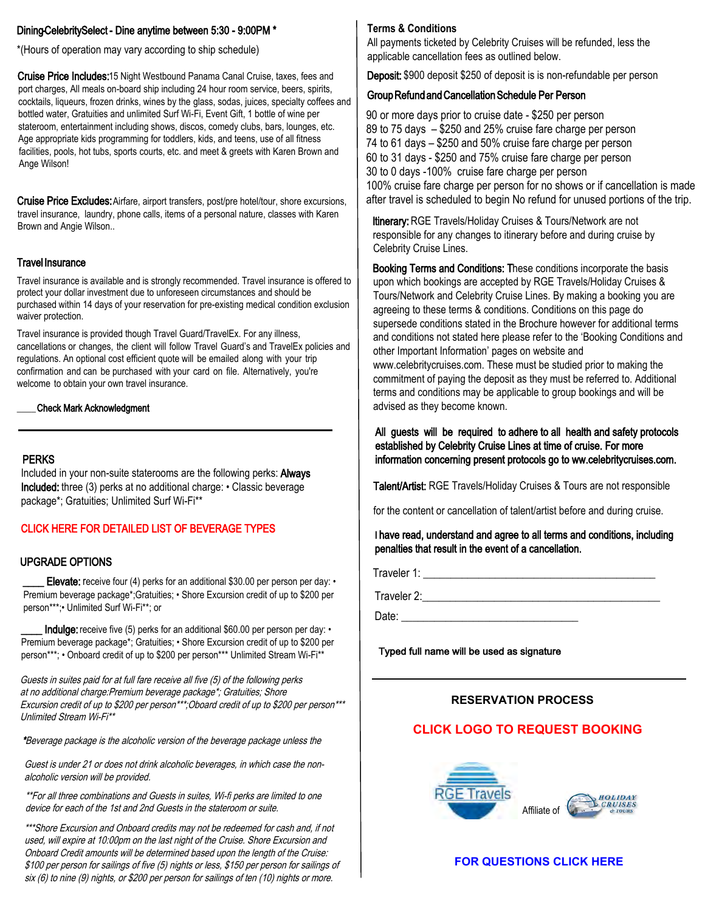**Dining-CelebritySelect - Dine anytime between 5:30 - 9:00PM ***

*(Hours of operation may vary according to ship schedule)

**Cruise Price Includes:** 15 Night Westbound Panama Canal Cruise, taxes, fees and port charges, All meals on-board ship including 24 hour room service, beers, spirits, cocktails, liqueurs, frozen drinks, wines by the glass, sodas, juices, specialty coffees and bottled water, Gratuities and unlimited Surf Wi-Fi, Event Gift, 1 bottle of wine per stateroom, entertainment including shows, discos, comedy clubs, bars, lounges, etc. Age appropriate kids programming for toddlers, kids, and teens, use of all fitness facilities, pools, hot tubs, sports courts, etc. and meet & greets with Karen Brown and Ange Wilson!

**Cruise Price Excludes:** Airfare, airport transfers, post/pre hotel/tour, shore excursions, travel insurance, laundry, phone calls, items of a personal nature, classes with Karen Brown and Angie Wilson..

**Travel Insurance**

Travel insurance is available and is strongly recommended. Travel insurance is offered to protect your dollar investment due to unforeseen circumstances and should be purchased within 14 days of your reservation for pre-existing medical condition exclusion waiver protection.

Travel insurance is provided though Travel Guard/TravelEx. For any illness, cancellations or changes, the client will follow Travel Guard's and TravelEx policies and regulations. An optional cost efficient quote will be emailed along with your trip confirmation and can be purchased with your card on file. Alternatively, you're welcome to obtain your own travel insurance.

____Check Mark Acknowledgment

---

**PERKS**

Included in your non-suite staterooms are the following perks: **Always Included:** three (3) perks at no additional charge: • Classic beverage package*; Gratuities; Unlimited Surf Wi-Fi**

**CLICK HERE FOR DETAILED LIST OF BEVERAGE TYPES**

**UPGRADE OPTIONS**

____ **Elevate:** receive four (4) perks for an additional $30.00 per person per day: • Premium beverage package*;Gratuities; • Shore Excursion credit of up to $200 per person***;• Unlimited Surf Wi-Fi**; or

____ **Indulge:** receive five (5) perks for an additional $60.00 per person per day: • Premium beverage package*; Gratuities; • Shore Excursion credit of up to $200 per person***; • Onboard credit of up to $200 per person*** Unlimited Stream Wi-Fi**

*Guests in suites paid for at full fare receive all five (5) of the following perks at no additional charge:Premium beverage package*; Gratuities; Shore Excursion credit of up to $200 per person***;Oboard credit of up to $200 per person*** Unlimited Stream Wi-Fi***

*\*Beverage package is the alcoholic version of the beverage package unless the Guest is under 21 or does not drink alcoholic beverages, in which case the non-alcoholic version will be provided.*

*\*\*For all three combinations and Guests in suites, Wi-fi perks are limited to one device for each of the 1st and 2nd Guests in the stateroom or suite.*

*\*\*\*Shore Excursion and Onboard credits may not be redeemed for cash and, if not used, will expire at 10:00pm on the last night of the Cruise. Shore Excursion and Onboard Credit amounts will be determined based upon the length of the Cruise: $100 per person for sailings of five (5) nights or less, $150 per person for sailings of six (6) to nine (9) nights, or $200 per person for sailings of ten (10) nights or more.*

**Terms & Conditions**

All payments ticketed by Celebrity Cruises will be refunded, less the applicable cancellation fees as outlined below.

**Deposit:** $900 deposit $250 of deposit is is non-refundable per person

**Group Refund and Cancellation Schedule Per Person**

90 or more days prior to cruise date - $250 per person
89 to 75 days – $250 and 25% cruise fare charge per person
74 to 61 days – $250 and 50% cruise fare charge per person
60 to 31 days - $250 and 75% cruise fare charge per person
30 to 0 days -100% cruise fare charge per person
100% cruise fare charge per person for no shows or if cancellation is made after travel is scheduled to begin No refund for unused portions of the trip.

**Itinerary:** RGE Travels/Holiday Cruises & Tours/Network are not responsible for any changes to itinerary before and during cruise by Celebrity Cruise Lines.

**Booking Terms and Conditions:** These conditions incorporate the basis upon which bookings are accepted by RGE Travels/Holiday Cruises & Tours/Network and Celebrity Cruise Lines. By making a booking you are agreeing to these terms & conditions. Conditions on this page do supersede conditions stated in the Brochure however for additional terms and conditions not stated here please refer to the 'Booking Conditions and other Important Information' pages on website and www.celebritycruises.com. These must be studied prior to making the commitment of paying the deposit as they must be referred to. Additional terms and conditions may be applicable to group bookings and will be advised as they become known.

**All guests will be required to adhere to all health and safety protocols established by Celebrity Cruise Lines at time of cruise. For more information concerning present protocols go to ww.celebritycruises.com.**

**Talent/Artist:** RGE Travels/Holiday Cruises & Tours are not responsible

for the content or cancellation of talent/artist before and during cruise.

**I have read, understand and agree to all terms and conditions, including penalties that result in the event of a cancellation.**

Traveler 1: ________________________________________

Traveler 2:_________________________________________

Date: ______________________________

**Typed full name will be used as signature**

---

**RESERVATION PROCESS**

**CLICK LOGO TO REQUEST BOOKING**

RGE Travels Affiliate of HOLIDAY CRUISES & TOURS

**FOR QUESTIONS CLICK HERE**